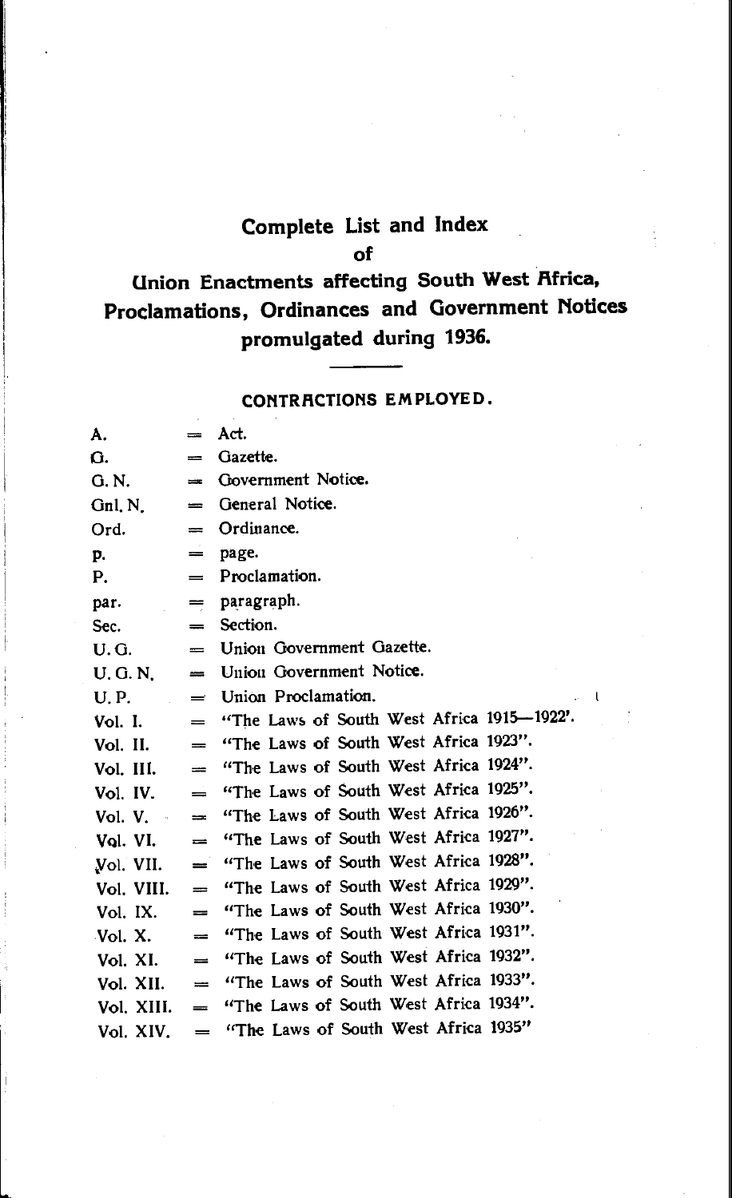# Complete List and Index

## of

# Union Enactments affecting South West Africa, Proclamations, Ordinances and Government Notices promulgated during 1936.

### CONTRACTIONS EMPLOYED.

| | | |
|---|---|---|
| A. | = | Act. |
| G. | = | Gazette. |
| G. N. | = | Government Notice. |
| Gnl. N. | = | General Notice. |
| Ord. | = | Ordinance. |
| p. | = | page. |
| P. | = | Proclamation. |
| par. | = | paragraph. |
| Sec. | = | Section. |
| U. G. | = | Union Government Gazette. |
| U. G. N. | = | Union Government Notice. |
| U. P. | = | Union Proclamation. |
| Vol. I. | = | "The Laws of South West Africa 1915—1922'. |
| Vol. II. | = | "The Laws of South West Africa 1923". |
| Vol. III. | = | "The Laws of South West Africa 1924". |
| Vol. IV. | = | "The Laws of South West Africa 1925". |
| Vol. V. | = | "The Laws of South West Africa 1926". |
| Vol. VI. | = | "The Laws of South West Africa 1927". |
| Vol. VII. | = | "The Laws of South West Africa 1928". |
| Vol. VIII. | = | "The Laws of South West Africa 1929". |
| Vol. IX. | = | "The Laws of South West Africa 1930". |
| Vol. X. | = | "The Laws of South West Africa 1931". |
| Vol. XI. | = | "The Laws of South West Africa 1932". |
| Vol. XII. | = | "The Laws of South West Africa 1933". |
| Vol. XIII. | = | "The Laws of South West Africa 1934". |
| Vol. XIV. | = | "The Laws of South West Africa 1935" |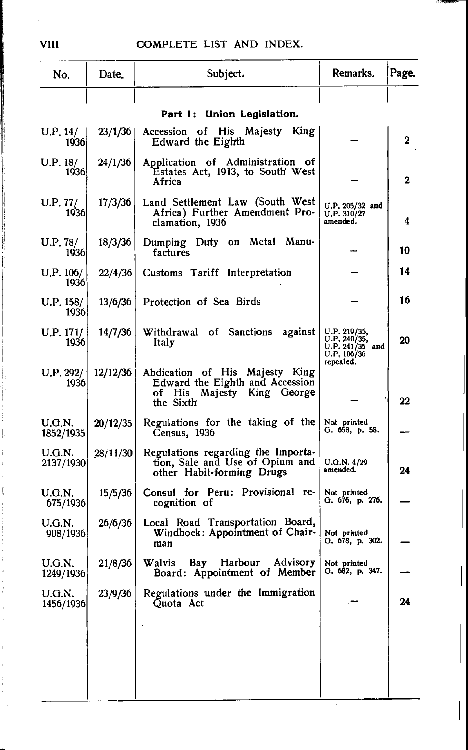## COMPLETE LIST AND INDEX.

| No. | Date. | Subject. | Remarks. | Page. |
|---|---|---|---|---|
| | | **Part I: Union Legislation.** | | |
| U.P. 14/1936 | 23/1/36 | Accession of His Majesty King Edward the Eighth | — | 2 |
| U.P. 18/1936 | 24/1/36 | Application of Administration of Estates Act, 1913, to South West Africa | — | 2 |
| U.P. 77/1936 | 17/3/36 | Land Settlement Law (South West Africa) Further Amendment Proclamation, 1936 | U.P. 205/32 and U.P. 310/27 amended. | 4 |
| U.P. 78/1936 | 18/3/36 | Dumping Duty on Metal Manufactures | — | 10 |
| U.P. 106/1936 | 22/4/36 | Customs Tariff Interpretation | — | 14 |
| U.P. 158/1936 | 13/6/36 | Protection of Sea Birds | — | 16 |
| U.P. 171/1936 | 14/7/36 | Withdrawal of Sanctions against Italy | U.P. 219/35, U.P. 240/35, U.P. 241/35 and U.P. 106/36 repealed. | 20 |
| U.P. 292/1936 | 12/12/36 | Abdication of His Majesty King Edward the Eighth and Accession of His Majesty King George the Sixth | — | 22 |
| U.G.N. 1852/1935 | 20/12/35 | Regulations for the taking of the Census, 1936 | Not printed G. 658, p. 58. | — |
| U.G.N. 2137/1930 | 28/11/30 | Regulations regarding the Importation, Sale and Use of Opium and other Habit-forming Drugs | U.G.N. 4/29 amended. | 24 |
| U.G.N. 675/1936 | 15/5/36 | Consul for Peru: Provisional recognition of | Not printed G. 676, p. 276. | — |
| U.G.N. 908/1936 | 26/6/36 | Local Road Transportation Board, Windhoek: Appointment of Chairman | Not printed G. 678, p. 302. | — |
| U.G.N. 1249/1936 | 21/8/36 | Walvis Bay Harbour Advisory Board: Appointment of Member | Not printed G. 682, p. 347. | — |
| U.G.N. 1456/1936 | 23/9/36 | Regulations under the Immigration Quota Act | — | 24 |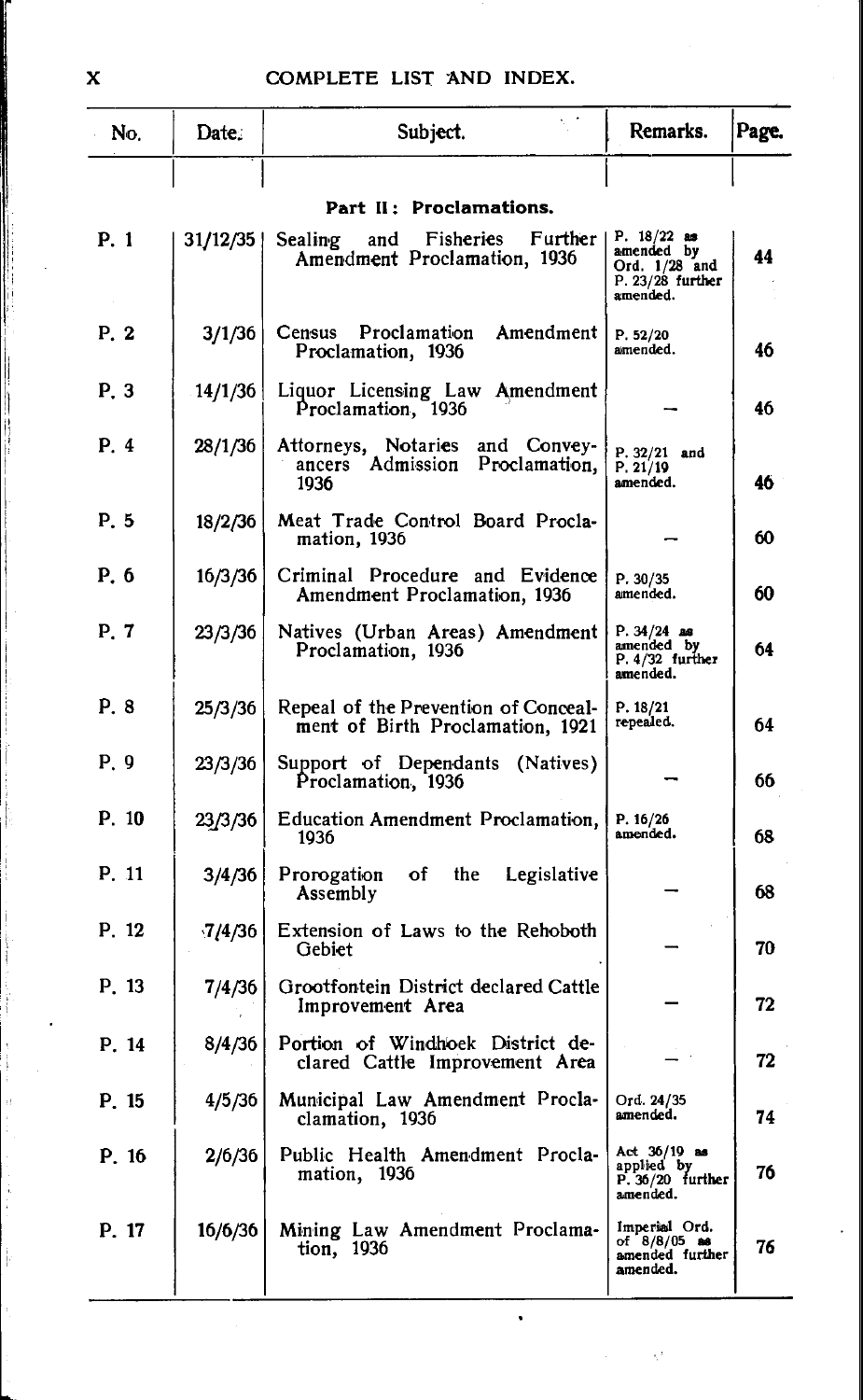| No. | Date. | Subject. | Remarks. | Page. |
|---|---|---|---|---|
| | | **Part II: Proclamations.** | | |
| P. 1 | 31/12/35 | Sealing and Fisheries Further Amendment Proclamation, 1936 | P. 18/22 as amended by Ord. 1/28 and P. 23/28 further amended. | 44 |
| P. 2 | 3/1/36 | Census Proclamation Amendment Proclamation, 1936 | P. 52/20 amended. | 46 |
| P. 3 | 14/1/36 | Liquor Licensing Law Amendment Proclamation, 1936 | — | 46 |
| P. 4 | 28/1/36 | Attorneys, Notaries and Conveyancers Admission Proclamation, 1936 | P. 32/21 and P. 21/19 amended. | 46 |
| P. 5 | 18/2/36 | Meat Trade Control Board Proclamation, 1936 | — | 60 |
| P. 6 | 16/3/36 | Criminal Procedure and Evidence Amendment Proclamation, 1936 | P. 30/35 amended. | 60 |
| P. 7 | 23/3/36 | Natives (Urban Areas) Amendment Proclamation, 1936 | P. 34/24 as amended by P. 4/32 further amended. | 64 |
| P. 8 | 25/3/36 | Repeal of the Prevention of Concealment of Birth Proclamation, 1921 | P. 18/21 repealed. | 64 |
| P. 9 | 23/3/36 | Support of Dependants (Natives) Proclamation, 1936 | — | 66 |
| P. 10 | 23/3/36 | Education Amendment Proclamation, 1936 | P. 16/26 amended. | 68 |
| P. 11 | 3/4/36 | Prorogation of the Legislative Assembly | — | 68 |
| P. 12 | 7/4/36 | Extension of Laws to the Rehoboth Gebiet | — | 70 |
| P. 13 | 7/4/36 | Grootfontein District declared Cattle Improvement Area | — | 72 |
| P. 14 | 8/4/36 | Portion of Windhoek District declared Cattle Improvement Area | — | 72 |
| P. 15 | 4/5/36 | Municipal Law Amendment Proclamation, 1936 | Ord. 24/35 amended. | 74 |
| P. 16 | 2/6/36 | Public Health Amendment Proclamation, 1936 | Act 36/19 as applied by P. 36/20 further amended. | 76 |
| P. 17 | 16/6/36 | Mining Law Amendment Proclamation, 1936 | Imperial Ord. of 8/8/05 as amended further amended. | 76 |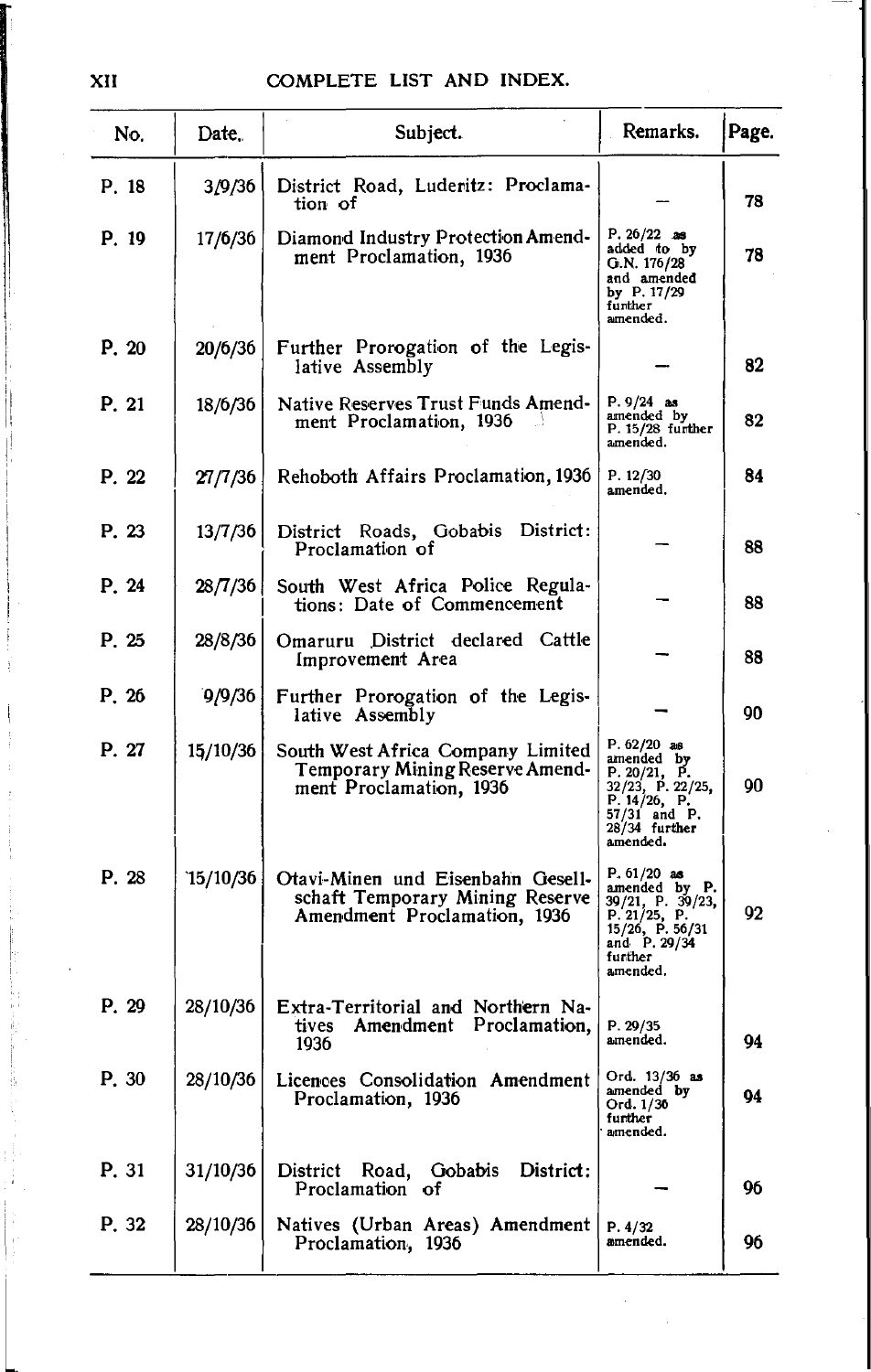## COMPLETE LIST AND INDEX.

| No. | Date. | Subject. | Remarks. | Page. |
|---|---|---|---|---|
| P. 18 | 3/9/36 | District Road, Luderitz: Proclamation of | — | 78 |
| P. 19 | 17/6/36 | Diamond Industry Protection Amendment Proclamation, 1936 | P. 26/22 as added to by G.N. 176/28 and amended by P. 17/29 further amended. | 78 |
| P. 20 | 20/6/36 | Further Prorogation of the Legislative Assembly | — | 82 |
| P. 21 | 18/6/36 | Native Reserves Trust Funds Amendment Proclamation, 1936 | P. 9/24 as amended by P. 15/28 further amended. | 82 |
| P. 22 | 27/7/36 | Rehoboth Affairs Proclamation, 1936 | P. 12/30 amended. | 84 |
| P. 23 | 13/7/36 | District Roads, Gobabis District: Proclamation of | — | 88 |
| P. 24 | 28/7/36 | South West Africa Police Regulations: Date of Commencement | — | 88 |
| P. 25 | 28/8/36 | Omaruru District declared Cattle Improvement Area | — | 88 |
| P. 26 | 9/9/36 | Further Prorogation of the Legislative Assembly | — | 90 |
| P. 27 | 15/10/36 | South West Africa Company Limited Temporary Mining Reserve Amendment Proclamation, 1936 | P. 62/20 as amended by P. 20/21, P. 32/23, P. 22/25, P. 14/26, P. 57/31 and P. 28/34 further amended. | 90 |
| P. 28 | 15/10/36 | Otavi-Minen und Eisenbahn Gesellschaft Temporary Mining Reserve Amendment Proclamation, 1936 | P. 61/20 as amended by P. 39/21, P. 39/23, P. 21/25, P. 15/26, P. 56/31 and P. 29/34 further amended. | 92 |
| P. 29 | 28/10/36 | Extra-Territorial and Northern Natives Amendment Proclamation, 1936 | P. 29/35 amended. | 94 |
| P. 30 | 28/10/36 | Licences Consolidation Amendment Proclamation, 1936 | Ord. 13/36 as amended by Ord. 1/36 further amended. | 94 |
| P. 31 | 31/10/36 | District Road, Gobabis District: Proclamation of | — | 96 |
| P. 32 | 28/10/36 | Natives (Urban Areas) Amendment Proclamation, 1936 | P. 4/32 amended. | 96 |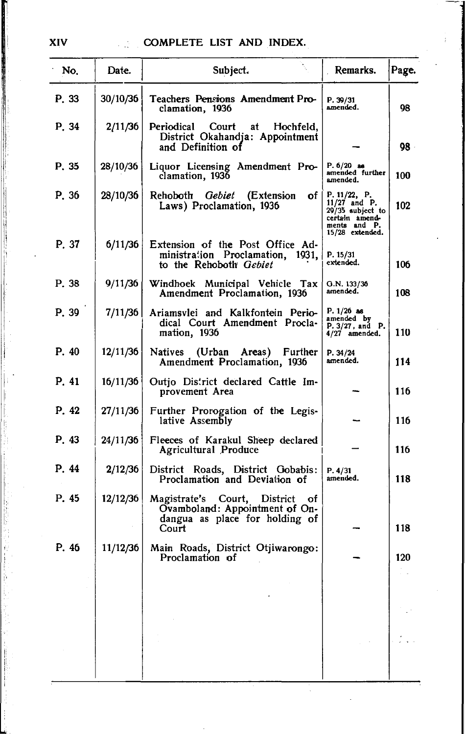## COMPLETE LIST AND INDEX.

| No. | Date. | Subject. | Remarks. | Page. |
|---|---|---|---|---|
| P. 33 | 30/10/36 | Teachers Pensions Amendment Proclamation, 1936 | P. 39/31 amended. | 98 |
| P. 34 | 2/11/36 | Periodical Court at Hochfeld, District Okahandja: Appointment and Definition of | — | 98 |
| P. 35 | 28/10/36 | Liquor Licensing Amendment Proclamation, 1936 | P. 6/20 as amended further amended. | 100 |
| P. 36 | 28/10/36 | Rehoboth *Gebiet* (Extension of Laws) Proclamation, 1936 | P. 11/22, P. 11/27 and P. 29/35 subject to certain amendments and P. 15/28 extended. | 102 |
| P. 37 | 6/11/36 | Extension of the Post Office Administration Proclamation, 1931, to the Rehoboth *Gebiet* | P. 15/31 extended. | 106 |
| P. 38 | 9/11/36 | Windhoek Municipal Vehicle Tax Amendment Proclamation, 1936 | G.N. 133/36 amended. | 108 |
| P. 39 | 7/11/36 | Ariamsvlei and Kalkfontein Periodical Court Amendment Proclamation, 1936 | P. 1/26 as amended by P. 3/27, and P. 4/27 amended. | 110 |
| P. 40 | 12/11/36 | Natives (Urban Areas) Further Amendment Proclamation, 1936 | P. 34/24 amended. | 114 |
| P. 41 | 16/11/36 | Outjo District declared Cattle Improvement Area | — | 116 |
| P. 42 | 27/11/36 | Further Prorogation of the Legislative Assembly | — | 116 |
| P. 43 | 24/11/36 | Fleeces of Karakul Sheep declared Agricultural Produce | — | 116 |
| P. 44 | 2/12/36 | District Roads, District Gobabis: Proclamation and Deviation of | P. 4/31 amended. | 118 |
| P. 45 | 12/12/36 | Magistrate's Court, District of Ovamboland: Appointment of Ondangua as place for holding of Court | — | 118 |
| P. 46 | 11/12/36 | Main Roads, District Otjiwarongo: Proclamation of | — | 120 |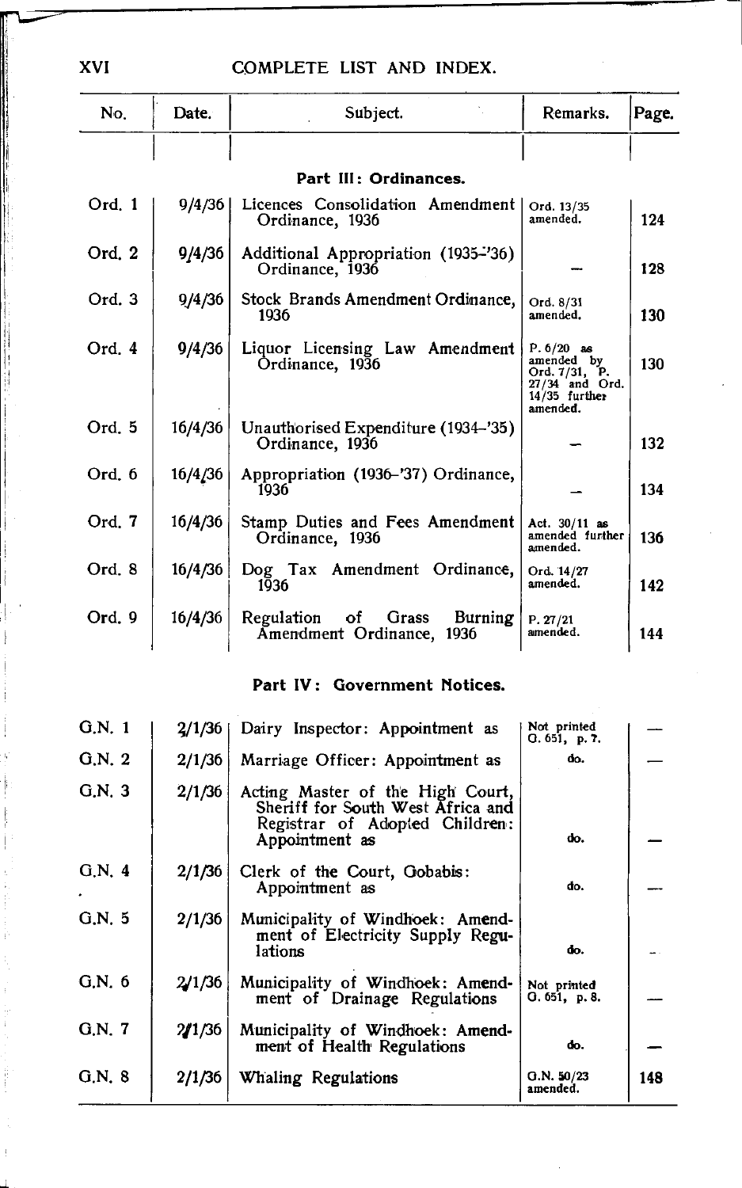# COMPLETE LIST AND INDEX.

| No. | Date. | Subject. | Remarks. | Page. |
|---|---|---|---|---|
| | | **Part III: Ordinances.** | | |
| Ord. 1 | 9/4/36 | Licences Consolidation Amendment Ordinance, 1936 | Ord. 13/35 amended. | 124 |
| Ord. 2 | 9/4/36 | Additional Appropriation (1935-'36) Ordinance, 1936 | — | 128 |
| Ord. 3 | 9/4/36 | Stock Brands Amendment Ordinance, 1936 | Ord. 8/31 amended. | 130 |
| Ord. 4 | 9/4/36 | Liquor Licensing Law Amendment Ordinance, 1936 | P. 6/20 as amended by Ord. 7/31, P. 27/34 and Ord. 14/35 further amended. | 130 |
| Ord. 5 | 16/4/36 | Unauthorised Expenditure (1934-'35) Ordinance, 1936 | — | 132 |
| Ord. 6 | 16/4/36 | Appropriation (1936-'37) Ordinance, 1936 | — | 134 |
| Ord. 7 | 16/4/36 | Stamp Duties and Fees Amendment Ordinance, 1936 | Act. 30/11 as amended further amended. | 136 |
| Ord. 8 | 16/4/36 | Dog Tax Amendment Ordinance, 1936 | Ord. 14/27 amended. | 142 |
| Ord. 9 | 16/4/36 | Regulation of Grass Burning Amendment Ordinance, 1936 | P. 27/21 amended. | 144 |
| | | **Part IV: Government Notices.** | | |
| G.N. 1 | 2/1/36 | Dairy Inspector: Appointment as | Not printed G. 651, p. 7. | — |
| G.N. 2 | 2/1/36 | Marriage Officer: Appointment as | do. | — |
| G.N. 3 | 2/1/36 | Acting Master of the High Court, Sheriff for South West Africa and Registrar of Adopted Children: Appointment as | do. | — |
| G.N. 4 | 2/1/36 | Clerk of the Court, Gobabis: Appointment as | do. | — |
| G.N. 5 | 2/1/36 | Municipality of Windhoek: Amendment of Electricity Supply Regulations | do. | — |
| G.N. 6 | 2/1/36 | Municipality of Windhoek: Amendment of Drainage Regulations | Not printed G. 651, p. 8. | — |
| G.N. 7 | 2/1/36 | Municipality of Windhoek: Amendment of Health Regulations | do. | — |
| G.N. 8 | 2/1/36 | Whaling Regulations | G.N. 50/23 amended. | 148 |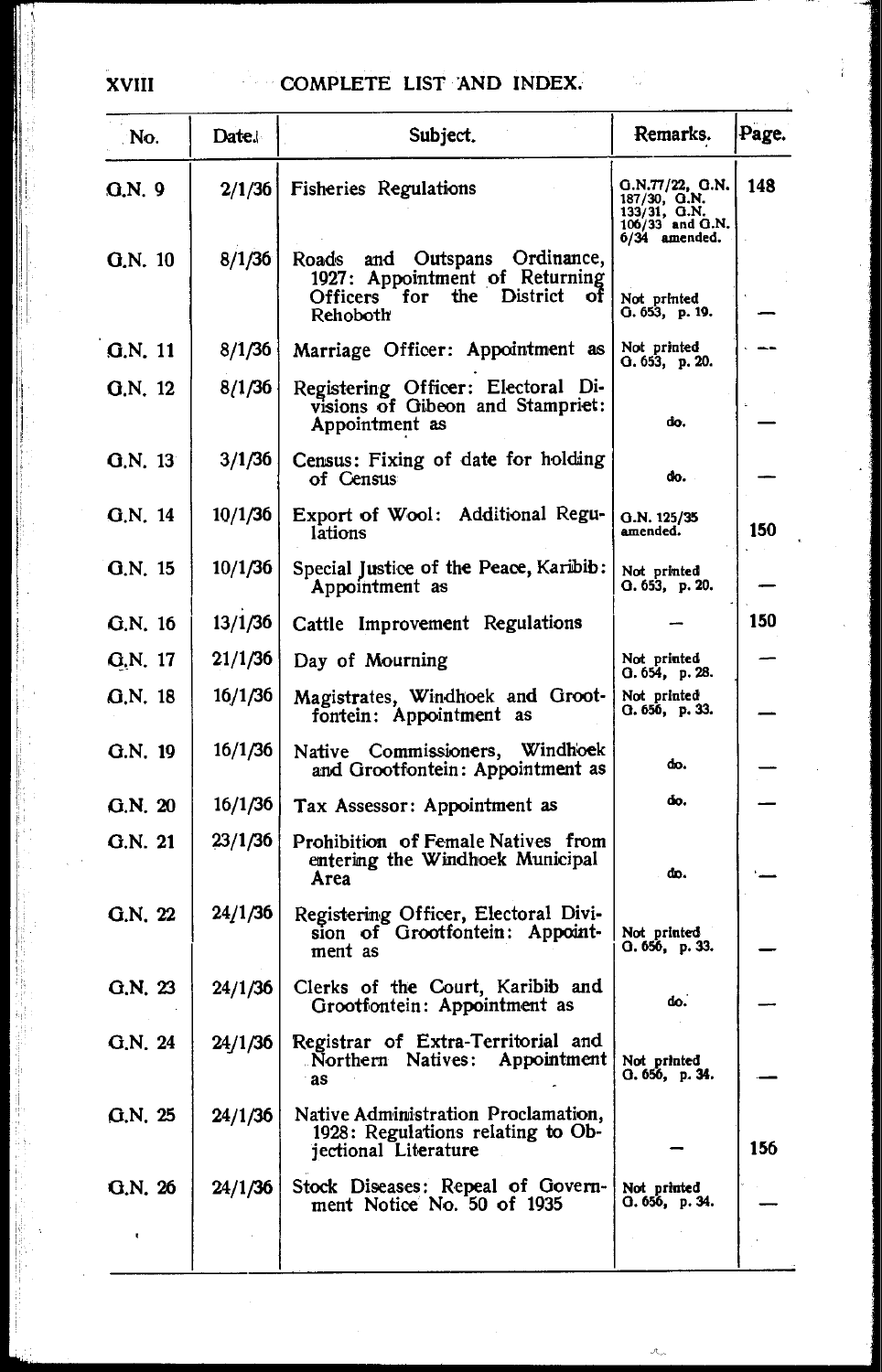# COMPLETE LIST AND INDEX.

| No. | Date. | Subject. | Remarks. | Page. |
|---|---|---|---|---|
| G.N. 9 | 2/1/36 | Fisheries Regulations | G.N.77/22, G.N. 187/30, G.N. 133/31, G.N. 106/33 and G.N. 6/34 amended. | 148 |
| G.N. 10 | 8/1/36 | Roads and Outspans Ordinance, 1927: Appointment of Returning Officers for the District of Rehoboth | Not printed G. 653, p. 19. | — |
| G.N. 11 | 8/1/36 | Marriage Officer: Appointment as | Not printed G. 653, p. 20. | — |
| G.N. 12 | 8/1/36 | Registering Officer: Electoral Divisions of Gibeon and Stampriet: Appointment as | do. | — |
| G.N. 13 | 3/1/36 | Census: Fixing of date for holding of Census | do. | — |
| G.N. 14 | 10/1/36 | Export of Wool: Additional Regulations | G.N. 125/35 amended. | 150 |
| G.N. 15 | 10/1/36 | Special Justice of the Peace, Karibib: Appointment as | Not printed G. 653, p. 20. | — |
| G.N. 16 | 13/1/36 | Cattle Improvement Regulations | — | 150 |
| G.N. 17 | 21/1/36 | Day of Mourning | Not printed G. 654, p. 28. | — |
| G.N. 18 | 16/1/36 | Magistrates, Windhoek and Grootfontein: Appointment as | Not printed G. 656, p. 33. | — |
| G.N. 19 | 16/1/36 | Native Commissioners, Windhoek and Grootfontein: Appointment as | do. | — |
| G.N. 20 | 16/1/36 | Tax Assessor: Appointment as | do. | — |
| G.N. 21 | 23/1/36 | Prohibition of Female Natives from entering the Windhoek Municipal Area | do. | — |
| G.N. 22 | 24/1/36 | Registering Officer, Electoral Division of Grootfontein: Appointment as | Not printed G. 656, p. 33. | — |
| G.N. 23 | 24/1/36 | Clerks of the Court, Karibib and Grootfontein: Appointment as | do. | — |
| G.N. 24 | 24/1/36 | Registrar of Extra-Territorial and Northern Natives: Appointment as | Not printed G. 656, p. 34. | — |
| G.N. 25 | 24/1/36 | Native Administration Proclamation, 1928: Regulations relating to Objectional Literature | — | 156 |
| G.N. 26 | 24/1/36 | Stock Diseases: Repeal of Government Notice No. 50 of 1935 | Not printed G. 656, p. 34. | — |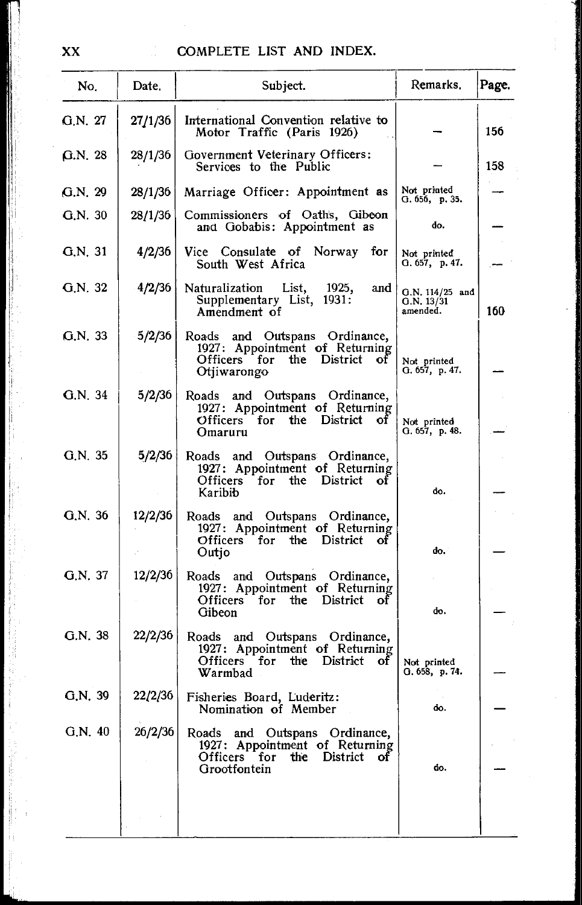| No. | Date. | Subject. | Remarks. | Page. |
|---|---|---|---|---|
| G.N. 27 | 27/1/36 | International Convention relative to Motor Traffic (Paris 1926) | — | 156 |
| G.N. 28 | 28/1/36 | Government Veterinary Officers: Services to the Public | — | 158 |
| G.N. 29 | 28/1/36 | Marriage Officer: Appointment as | Not printed G. 656, p. 35. | — |
| G.N. 30 | 28/1/36 | Commissioners of Oaths, Gibeon and Gobabis: Appointment as | do. | — |
| G.N. 31 | 4/2/36 | Vice Consulate of Norway for South West Africa | Not printed G. 657, p. 47. | — |
| G.N. 32 | 4/2/36 | Naturalization List, 1925, and Supplementary List, 1931: Amendment of | G.N. 114/25 and G.N. 13/31 amended. | 160 |
| G.N. 33 | 5/2/36 | Roads and Outspans Ordinance, 1927: Appointment of Returning Officers for the District of Otjiwarongo | Not printed G. 657, p. 47. | — |
| G.N. 34 | 5/2/36 | Roads and Outspans Ordinance, 1927: Appointment of Returning Officers for the District of Omaruru | Not printed G. 657, p. 48. | — |
| G.N. 35 | 5/2/36 | Roads and Outspans Ordinance, 1927: Appointment of Returning Officers for the District of Karibib | do. | — |
| G.N. 36 | 12/2/36 | Roads and Outspans Ordinance, 1927: Appointment of Returning Officers for the District of Outjo | do. | — |
| G.N. 37 | 12/2/36 | Roads and Outspans Ordinance, 1927: Appointment of Returning Officers for the District of Gibeon | do. | — |
| G.N. 38 | 22/2/36 | Roads and Outspans Ordinance, 1927: Appointment of Returning Officers for the District of Warmbad | Not printed G. 658, p. 74. | — |
| G.N. 39 | 22/2/36 | Fisheries Board, Luderitz: Nomination of Member | do. | — |
| G.N. 40 | 26/2/36 | Roads and Outspans Ordinance, 1927: Appointment of Returning Officers for the District of Grootfontein | do. | — |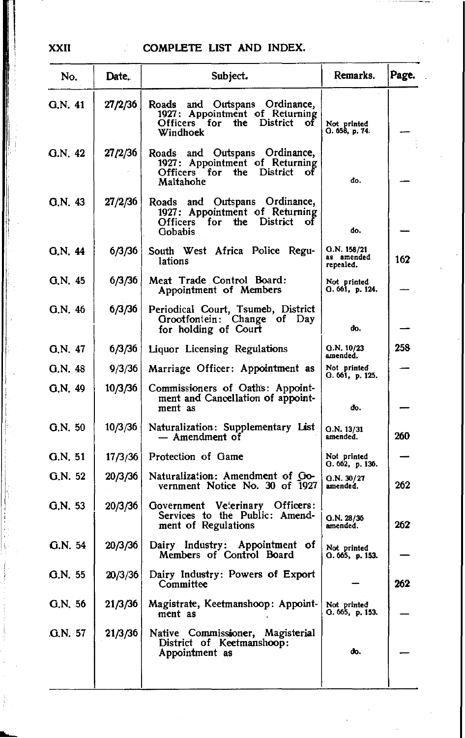## COMPLETE LIST AND INDEX.

| No. | Date. | Subject. | Remarks. | Page. |
|---|---|---|---|---|
| G.N. 41 | 27/2/36 | Roads and Outspans Ordinance, 1927: Appointment of Returning Officers for the District of Windhoek | Not printed G. 658, p. 74. | — |
| G.N. 42 | 27/2/36 | Roads and Outspans Ordinance, 1927: Appointment of Returning Officers for the District of Maltahohe | do. | — |
| G.N. 43 | 27/2/36 | Roads and Outspans Ordinance, 1927: Appointment of Returning Officers for the District of Gobabis | do. | — |
| G.N. 44 | 6/3/36 | South West Africa Police Regulations | G.N. 158/21 as amended repealed. | 162 |
| G.N. 45 | 6/3/36 | Meat Trade Control Board: Appointment of Members | Not printed G. 661, p. 124. | — |
| G.N. 46 | 6/3/36 | Periodical Court, Tsumeb, District Grootfontein: Change of Day for holding of Court | do. | — |
| G.N. 47 | 6/3/36 | Liquor Licensing Regulations | G.N. 10/23 amended. | 258 |
| G.N. 48 | 9/3/36 | Marriage Officer: Appointment as | Not printed G. 661, p. 125. | — |
| G.N. 49 | 10/3/36 | Commissioners of Oaths: Appointment and Cancellation of appointment as | do. | — |
| G.N. 50 | 10/3/36 | Naturalization: Supplementary List — Amendment of | G.N. 13/31 amended. | 260 |
| G.N. 51 | 17/3/36 | Protection of Game | Not printed G. 662, p. 136. | — |
| G.N. 52 | 20/3/36 | Naturalization: Amendment of Government Notice No. 30 of 1927 | G.N. 30/27 amended. | 262 |
| G.N. 53 | 20/3/36 | Government Veterinary Officers: Services to the Public: Amendment of Regulations | G.N. 28/36 amended. | 262 |
| G.N. 54 | 20/3/36 | Dairy Industry: Appointment of Members of Control Board | Not printed G. 665, p. 153. | — |
| G.N. 55 | 20/3/36 | Dairy Industry: Powers of Export Committee | — | 262 |
| G.N. 56 | 21/3/36 | Magistrate, Keetmanshoop: Appointment as | Not printed G. 665, p. 153. | — |
| G.N. 57 | 21/3/36 | Native Commissioner, Magisterial District of Keetmanshoop: Appointment as | do. | — |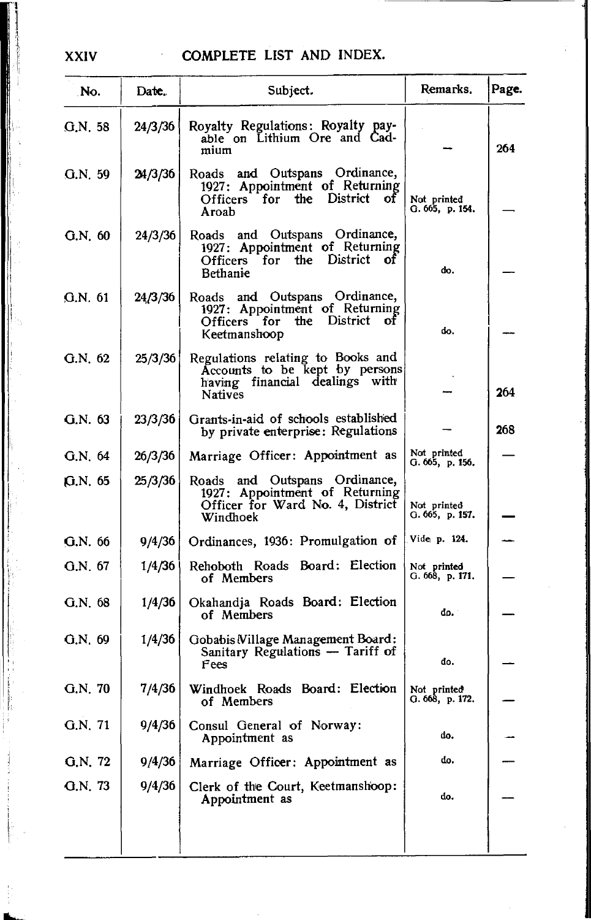## COMPLETE LIST AND INDEX.

| No. | Date. | Subject. | Remarks. | Page. |
|---|---|---|---|---|
| G.N. 58 | 24/3/36 | Royalty Regulations: Royalty payable on Lithium Ore and Cadmium | — | 264 |
| G.N. 59 | 24/3/36 | Roads and Outspans Ordinance, 1927: Appointment of Returning Officers for the District of Aroab | Not printed G. 665, p. 154. | — |
| G.N. 60 | 24/3/36 | Roads and Outspans Ordinance, 1927: Appointment of Returning Officers for the District of Bethanie | do. | — |
| G.N. 61 | 24/3/36 | Roads and Outspans Ordinance, 1927: Appointment of Returning Officers for the District of Keetmanshoop | do. | — |
| G.N. 62 | 25/3/36 | Regulations relating to Books and Accounts to be kept by persons having financial dealings with Natives | — | 264 |
| G.N. 63 | 23/3/36 | Grants-in-aid of schools established by private enterprise: Regulations | — | 268 |
| G.N. 64 | 26/3/36 | Marriage Officer: Appointment as | Not printed G. 665, p. 156. | — |
| G.N. 65 | 25/3/36 | Roads and Outspans Ordinance, 1927: Appointment of Returning Officer for Ward No. 4, District Windhoek | Not printed G. 665, p. 157. | — |
| G.N. 66 | 9/4/36 | Ordinances, 1936: Promulgation of | Vide p. 124. | — |
| G.N. 67 | 1/4/36 | Rehoboth Roads Board: Election of Members | Not printed G. 668, p. 171. | — |
| G.N. 68 | 1/4/36 | Okahandja Roads Board: Election of Members | do. | — |
| G.N. 69 | 1/4/36 | Gobabis Village Management Board: Sanitary Regulations — Tariff of Fees | do. | — |
| G.N. 70 | 7/4/36 | Windhoek Roads Board: Election of Members | Not printed G. 668, p. 172. | — |
| G.N. 71 | 9/4/36 | Consul General of Norway: Appointment as | do. | — |
| G.N. 72 | 9/4/36 | Marriage Officer: Appointment as | do. | — |
| G.N. 73 | 9/4/36 | Clerk of the Court, Keetmanshoop: Appointment as | do. | — |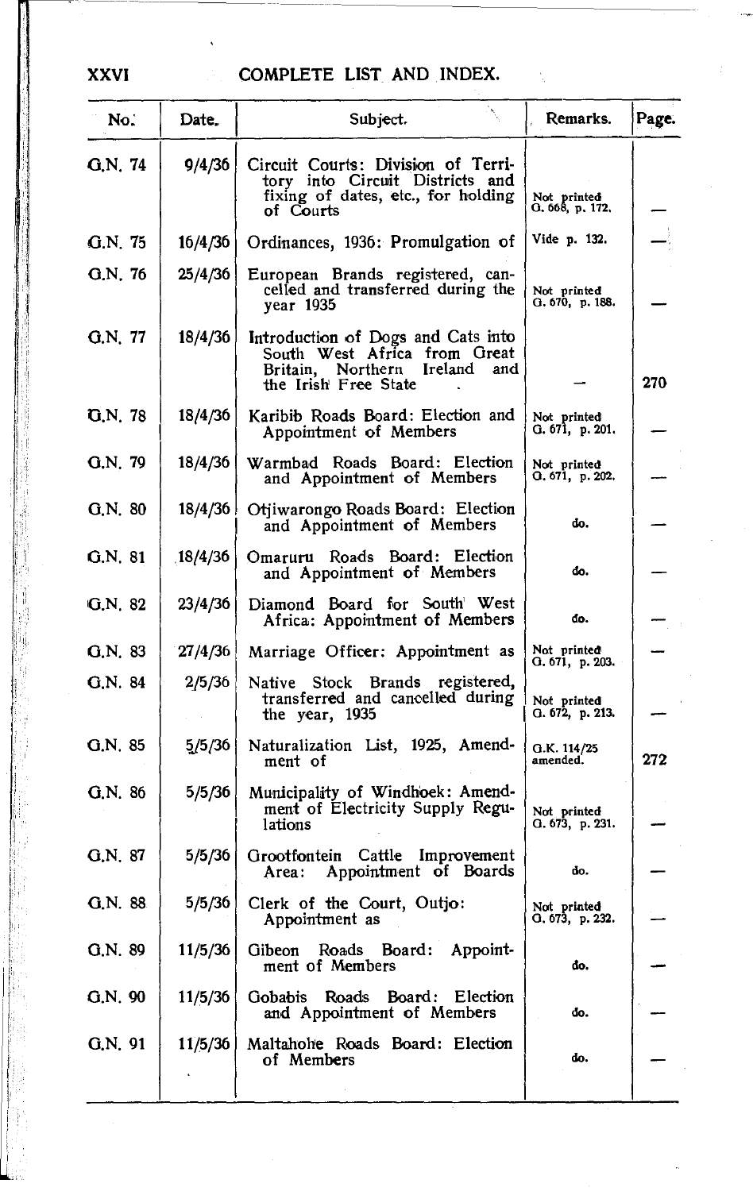# COMPLETE LIST AND INDEX.

| No. | Date. | Subject. | Remarks. | Page. |
|---|---|---|---|---|
| G.N. 74 | 9/4/36 | Circuit Courts: Division of Territory into Circuit Districts and fixing of dates, etc., for holding of Courts | Not printed G. 668, p. 172. | — |
| G.N. 75 | 16/4/36 | Ordinances, 1936: Promulgation of | Vide p. 132. | — |
| G.N. 76 | 25/4/36 | European Brands registered, cancelled and transferred during the year 1935 | Not printed G. 670, p. 188. | — |
| G.N. 77 | 18/4/36 | Introduction of Dogs and Cats into South West Africa from Great Britain, Northern Ireland and the Irish Free State | — | 270 |
| G.N. 78 | 18/4/36 | Karibib Roads Board: Election and Appointment of Members | Not printed G. 671, p. 201. | — |
| G.N. 79 | 18/4/36 | Warmbad Roads Board: Election and Appointment of Members | Not printed G. 671, p. 202. | — |
| G.N. 80 | 18/4/36 | Otjiwarongo Roads Board: Election and Appointment of Members | do. | — |
| G.N. 81 | 18/4/36 | Omaruru Roads Board: Election and Appointment of Members | do. | — |
| G.N. 82 | 23/4/36 | Diamond Board for South West Africa: Appointment of Members | do. | — |
| G.N. 83 | 27/4/36 | Marriage Officer: Appointment as | Not printed G. 671, p. 203. | — |
| G.N. 84 | 2/5/36 | Native Stock Brands registered, transferred and cancelled during the year, 1935 | Not printed G. 672, p. 213. | — |
| G.N. 85 | 5/5/36 | Naturalization List, 1925, Amendment of | G.K. 114/25 amended. | 272 |
| G.N. 86 | 5/5/36 | Municipality of Windhoek: Amendment of Electricity Supply Regulations | Not printed G. 673, p. 231. | — |
| G.N. 87 | 5/5/36 | Grootfontein Cattle Improvement Area: Appointment of Boards | do. | — |
| G.N. 88 | 5/5/36 | Clerk of the Court, Outjo: Appointment as | Not printed G. 673, p. 232. | — |
| G.N. 89 | 11/5/36 | Gibeon Roads Board: Appointment of Members | do. | — |
| G.N. 90 | 11/5/36 | Gobabis Roads Board: Election and Appointment of Members | do. | — |
| G.N. 91 | 11/5/36 | Maltahohe Roads Board: Election of Members | do. | — |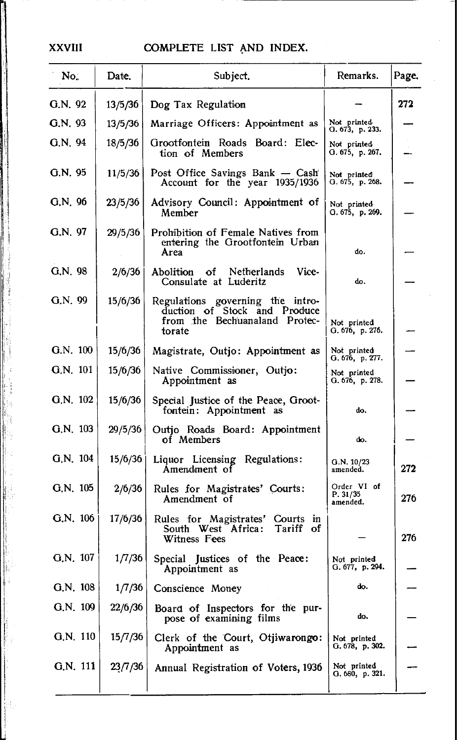# COMPLETE LIST AND INDEX.

| No. | Date. | Subject. | Remarks. | Page. |
|---|---|---|---|---|
| G.N. 92 | 13/5/36 | Dog Tax Regulation | — | 272 |
| G.N. 93 | 13/5/36 | Marriage Officers: Appointment as | Not printed G. 673, p. 233. | — |
| G.N. 94 | 18/5/36 | Grootfontein Roads Board: Election of Members | Not printed G. 675, p. 267. | — |
| G.N. 95 | 11/5/36 | Post Office Savings Bank — Cash Account for the year 1935/1936 | Not printed G. 675, p. 268. | — |
| G.N. 96 | 23/5/36 | Advisory Council: Appointment of Member | Not printed G. 675, p. 269. | — |
| G.N. 97 | 29/5/36 | Prohibition of Female Natives from entering the Grootfontein Urban Area | do. | — |
| G.N. 98 | 2/6/36 | Abolition of Netherlands Vice-Consulate at Luderitz | do. | — |
| G.N. 99 | 15/6/36 | Regulations governing the introduction of Stock and Produce from the Bechuanaland Protectorate | Not printed G. 676, p. 276. | — |
| G.N. 100 | 15/6/36 | Magistrate, Outjo: Appointment as | Not printed G. 676, p. 277. | — |
| G.N. 101 | 15/6/36 | Native Commissioner, Outjo: Appointment as | Not printed G. 676, p. 278. | — |
| G.N. 102 | 15/6/36 | Special Justice of the Peace, Grootfontein: Appointment as | do. | — |
| G.N. 103 | 29/5/36 | Outjo Roads Board: Appointment of Members | do. | — |
| G.N. 104 | 15/6/36 | Liquor Licensing Regulations: Amendment of | G.N. 10/23 amended. | 272 |
| G.N. 105 | 2/6/36 | Rules for Magistrates' Courts: Amendment of | Order VI of P. 31/35 amended. | 276 |
| G.N. 106 | 17/6/36 | Rules for Magistrates' Courts in South West Africa: Tariff of Witness Fees | — | 276 |
| G.N. 107 | 1/7/36 | Special Justices of the Peace: Appointment as | Not printed G. 677, p. 294. | — |
| G.N. 108 | 1/7/36 | Conscience Money | do. | — |
| G.N. 109 | 22/6/36 | Board of Inspectors for the purpose of examining films | do. | — |
| G.N. 110 | 15/7/36 | Clerk of the Court, Otjiwarongo: Appointment as | Not printed G. 678, p. 302. | — |
| G.N. 111 | 23/7/36 | Annual Registration of Voters, 1936 | Not printed G. 680, p. 321. | — |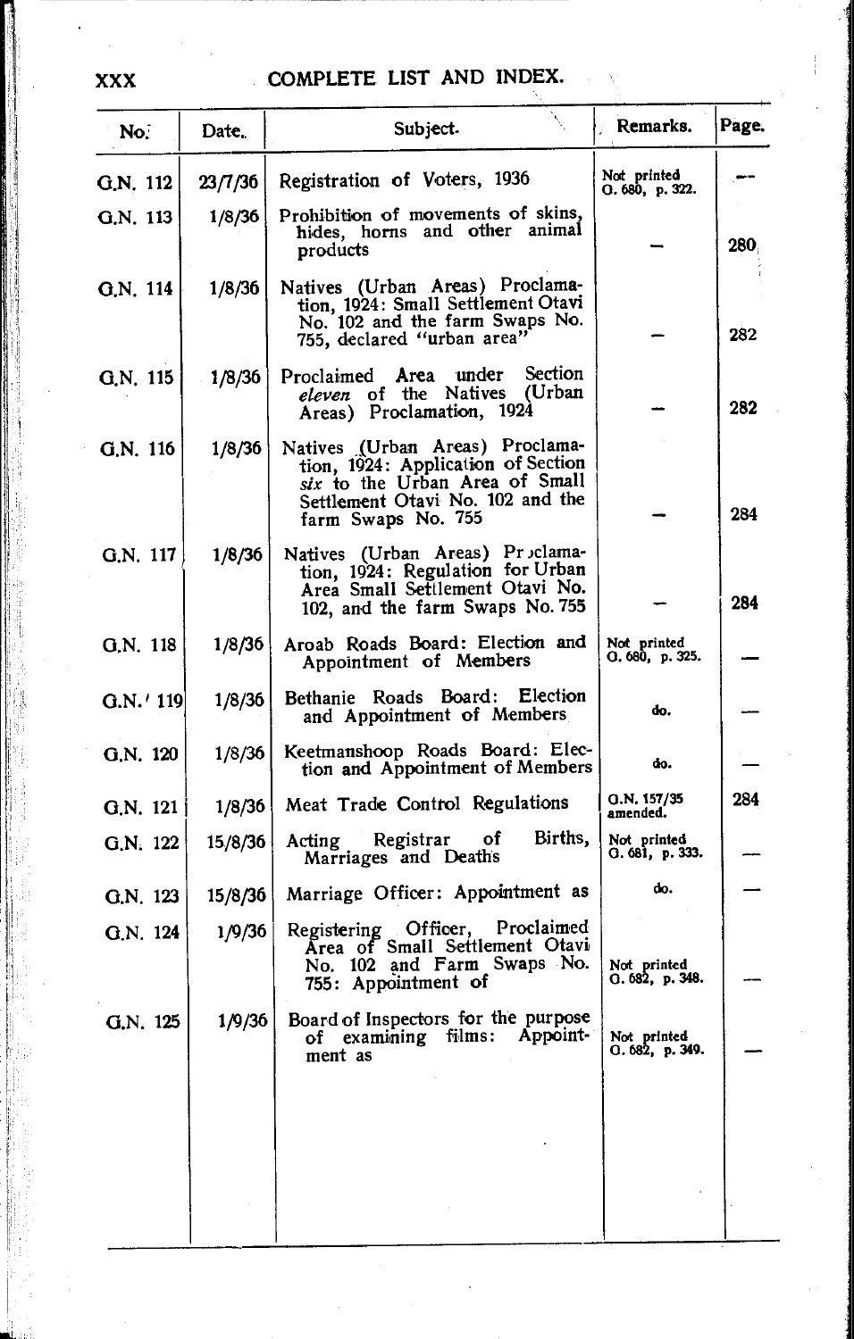# COMPLETE LIST AND INDEX.

| No. | Date. | Subject. | Remarks. | Page. |
|---|---|---|---|---|
| G.N. 112 | 23/7/36 | Registration of Voters, 1936 | Not printed G. 680, p. 322. | — |
| G.N. 113 | 1/8/36 | Prohibition of movements of skins, hides, horns and other animal products | — | 280 |
| G.N. 114 | 1/8/36 | Natives (Urban Areas) Proclamation, 1924: Small Settlement Otavi No. 102 and the farm Swaps No. 755, declared "urban area" | — | 282 |
| G.N. 115 | 1/8/36 | Proclaimed Area under Section *eleven* of the Natives (Urban Areas) Proclamation, 1924 | — | 282 |
| G.N. 116 | 1/8/36 | Natives (Urban Areas) Proclamation, 1924: Application of Section *six* to the Urban Area of Small Settlement Otavi No. 102 and the farm Swaps No. 755 | — | 284 |
| G.N. 117 | 1/8/36 | Natives (Urban Areas) Proclamation, 1924: Regulation for Urban Area Small Settlement Otavi No. 102, and the farm Swaps No. 755 | — | 284 |
| G.N. 118 | 1/8/36 | Aroab Roads Board: Election and Appointment of Members | Not printed G. 680, p. 325. | — |
| G.N. 119 | 1/8/36 | Bethanie Roads Board: Election and Appointment of Members | do. | — |
| G.N. 120 | 1/8/36 | Keetmanshoop Roads Board: Election and Appointment of Members | do. | — |
| G.N. 121 | 1/8/36 | Meat Trade Control Regulations | G.N. 157/35 amended. | 284 |
| G.N. 122 | 15/8/36 | Acting Registrar of Births, Marriages and Deaths | Not printed G. 681, p. 333. | — |
| G.N. 123 | 15/8/36 | Marriage Officer: Appointment as | do. | — |
| G.N. 124 | 1/9/36 | Registering Officer, Proclaimed Area of Small Settlement Otavi No. 102 and Farm Swaps No. 755: Appointment of | Not printed G. 682, p. 348. | — |
| G.N. 125 | 1/9/36 | Board of Inspectors for the purpose of examining films: Appointment as | Not printed G. 682, p. 349. | — |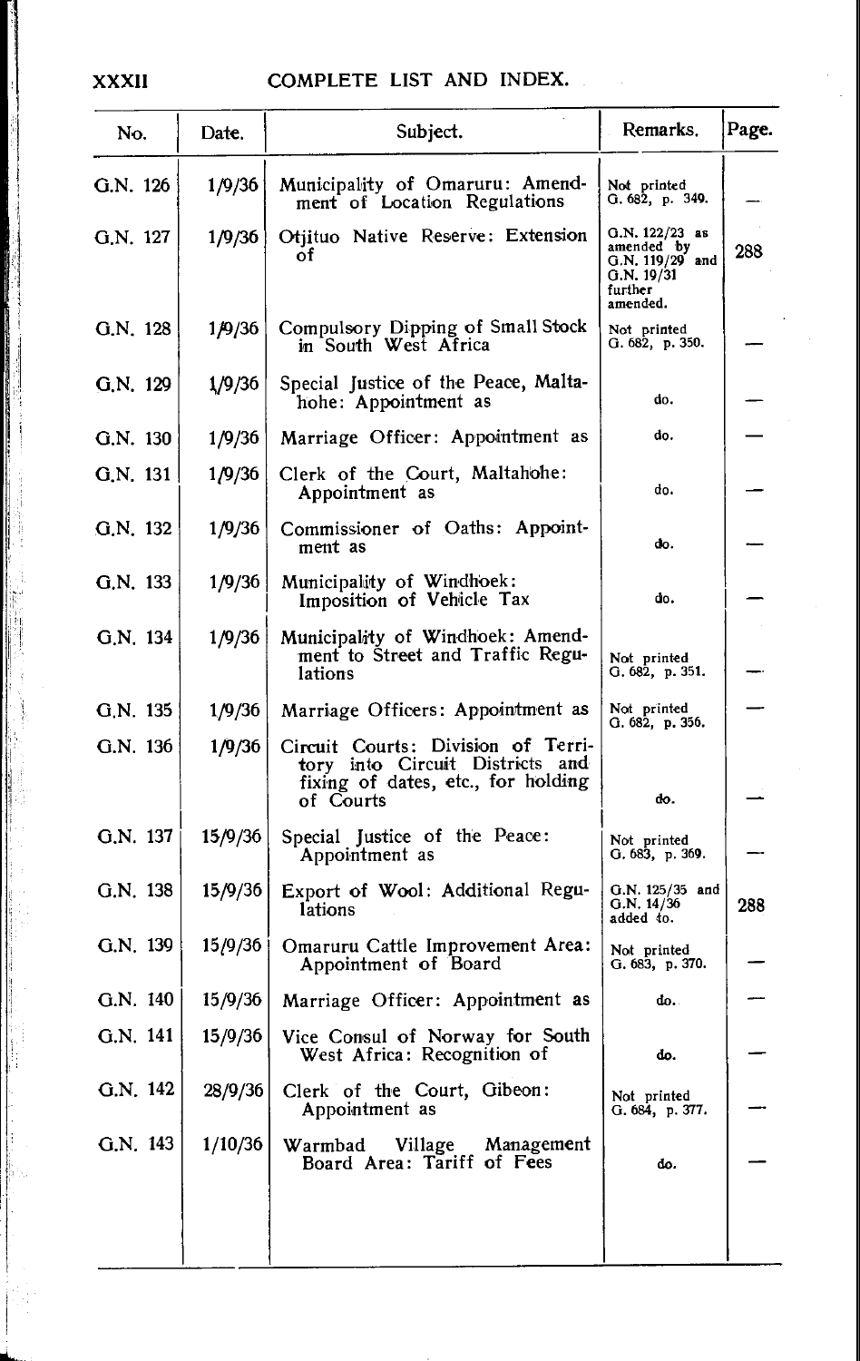# COMPLETE LIST AND INDEX.

| No. | Date. | Subject. | Remarks. | Page. |
|---|---|---|---|---|
| G.N. 126 | 1/9/36 | Municipality of Omaruru: Amendment of Location Regulations | Not printed G. 682, p. 349. | — |
| G.N. 127 | 1/9/36 | Otjituo Native Reserve: Extension of | G.N. 122/23 as amended by G.N. 119/29 and G.N. 19/31 further amended. | 288 |
| G.N. 128 | 1/9/36 | Compulsory Dipping of Small Stock in South West Africa | Not printed G. 682, p. 350. | — |
| G.N. 129 | 1/9/36 | Special Justice of the Peace, Maltahohe: Appointment as | do. | — |
| G.N. 130 | 1/9/36 | Marriage Officer: Appointment as | do. | — |
| G.N. 131 | 1/9/36 | Clerk of the Court, Maltahohe: Appointment as | do. | — |
| G.N. 132 | 1/9/36 | Commissioner of Oaths: Appointment as | do. | — |
| G.N. 133 | 1/9/36 | Municipality of Windhoek: Imposition of Vehicle Tax | do. | — |
| G.N. 134 | 1/9/36 | Municipality of Windhoek: Amendment to Street and Traffic Regulations | Not printed G. 682, p. 351. | — |
| G.N. 135 | 1/9/36 | Marriage Officers: Appointment as | Not printed G. 682, p. 356. | — |
| G.N. 136 | 1/9/36 | Circuit Courts: Division of Territory into Circuit Districts and fixing of dates, etc., for holding of Courts | do. | — |
| G.N. 137 | 15/9/36 | Special Justice of the Peace: Appointment as | Not printed G. 683, p. 369. | — |
| G.N. 138 | 15/9/36 | Export of Wool: Additional Regulations | G.N. 125/35 and G.N. 14/36 added to. | 288 |
| G.N. 139 | 15/9/36 | Omaruru Cattle Improvement Area: Appointment of Board | Not printed G. 683, p. 370. | — |
| G.N. 140 | 15/9/36 | Marriage Officer: Appointment as | do. | — |
| G.N. 141 | 15/9/36 | Vice Consul of Norway for South West Africa: Recognition of | do. | — |
| G.N. 142 | 28/9/36 | Clerk of the Court, Gibeon: Appointment as | Not printed G. 684, p. 377. | — |
| G.N. 143 | 1/10/36 | Warmbad Village Management Board Area: Tariff of Fees | do. | — |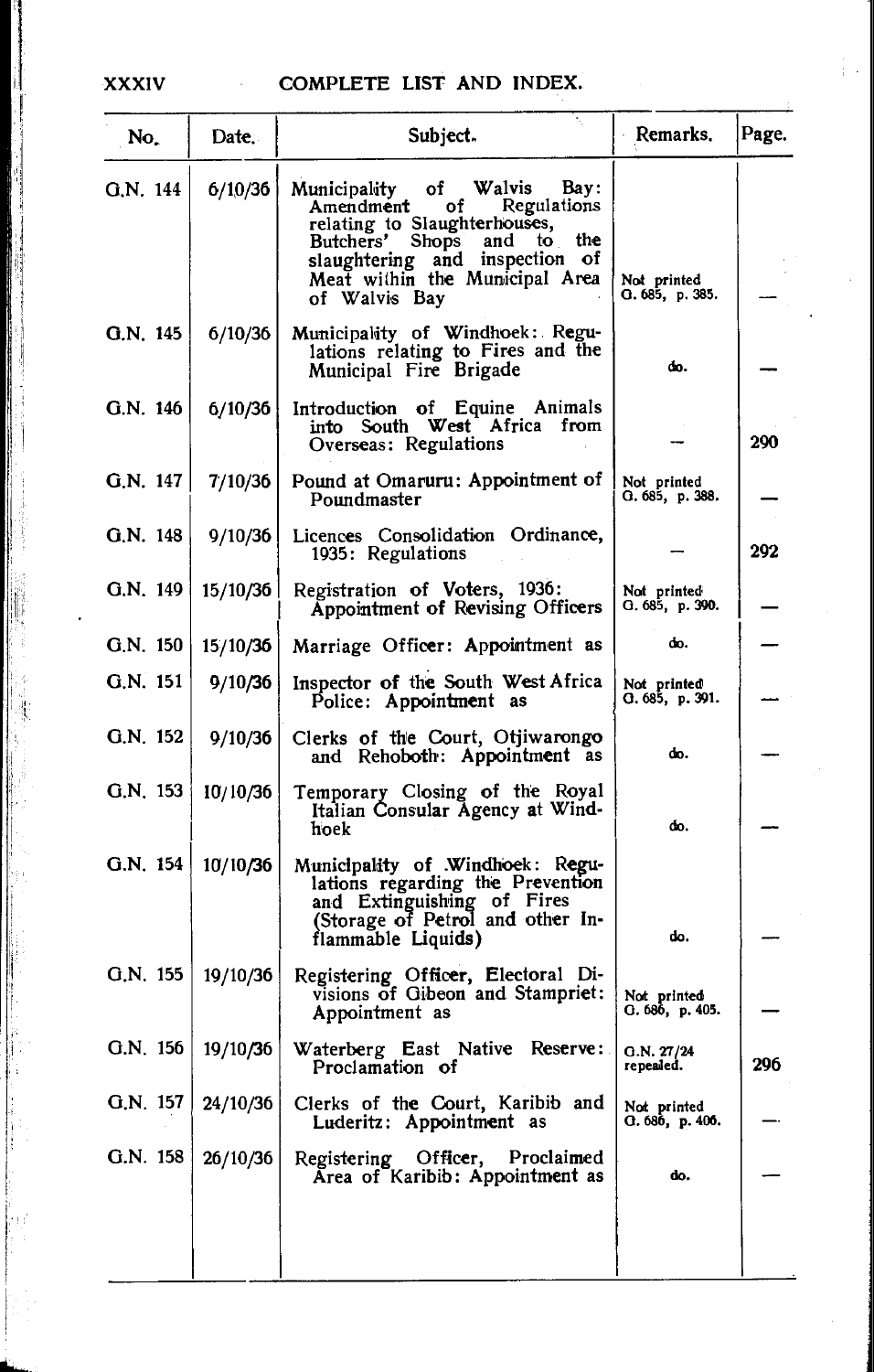| No. | Date. | Subject. | Remarks. | Page. |
|---|---|---|---|---|
| G.N. 144 | 6/10/36 | Municipality of Walvis Bay: Amendment of Regulations relating to Slaughterhouses, Butchers' Shops and to the slaughtering and inspection of Meat within the Municipal Area of Walvis Bay | Not printed G. 685, p. 385. | — |
| G.N. 145 | 6/10/36 | Municipality of Windhoek: Regulations relating to Fires and the Municipal Fire Brigade | do. | — |
| G.N. 146 | 6/10/36 | Introduction of Equine Animals into South West Africa from Overseas: Regulations | — | 290 |
| G.N. 147 | 7/10/36 | Pound at Omaruru: Appointment of Poundmaster | Not printed G. 685, p. 388. | — |
| G.N. 148 | 9/10/36 | Licences Consolidation Ordinance, 1935: Regulations | — | 292 |
| G.N. 149 | 15/10/36 | Registration of Voters, 1936: Appointment of Revising Officers | Not printed G. 685, p. 390. | — |
| G.N. 150 | 15/10/36 | Marriage Officer: Appointment as | do. | — |
| G.N. 151 | 9/10/36 | Inspector of the South West Africa Police: Appointment as | Not printed G. 685, p. 391. | — |
| G.N. 152 | 9/10/36 | Clerks of the Court, Otjiwarongo and Rehoboth: Appointment as | do. | — |
| G.N. 153 | 10/10/36 | Temporary Closing of the Royal Italian Consular Agency at Windhoek | do. | — |
| G.N. 154 | 10/10/36 | Municipality of Windhoek: Regulations regarding the Prevention and Extinguishing of Fires (Storage of Petrol and other Inflammable Liquids) | do. | — |
| G.N. 155 | 19/10/36 | Registering Officer, Electoral Divisions of Gibeon and Stampriet: Appointment as | Not printed G. 686, p. 405. | — |
| G.N. 156 | 19/10/36 | Waterberg East Native Reserve: Proclamation of | G.N. 27/24 repealed. | 296 |
| G.N. 157 | 24/10/36 | Clerks of the Court, Karibib and Luderitz: Appointment as | Not printed G. 686, p. 406. | — |
| G.N. 158 | 26/10/36 | Registering Officer, Proclaimed Area of Karibib: Appointment as | do. | — |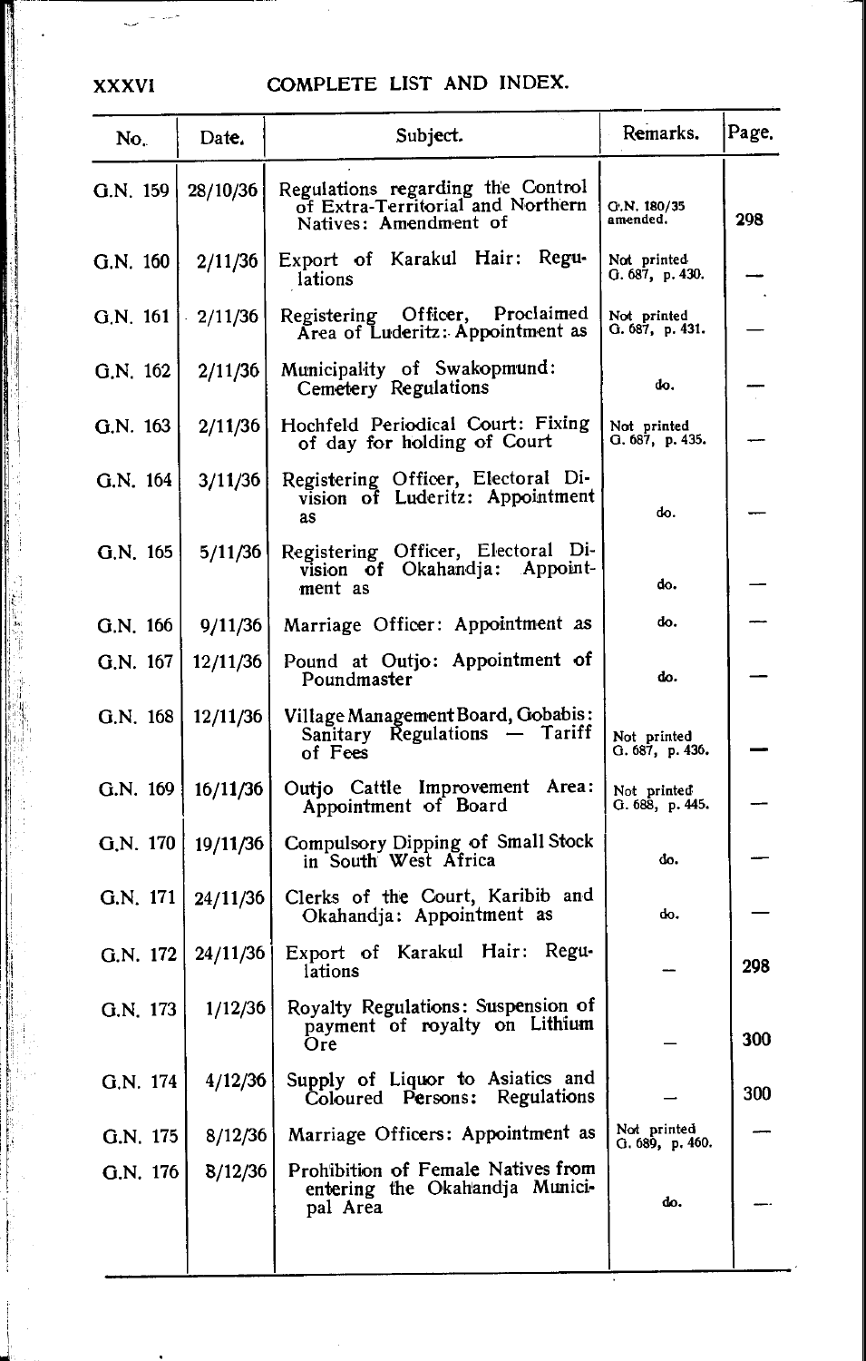## COMPLETE LIST AND INDEX.

| No. | Date. | Subject. | Remarks. | Page. |
|---|---|---|---|---|
| G.N. 159 | 28/10/36 | Regulations regarding the Control of Extra-Territorial and Northern Natives: Amendment of | G.N. 180/35 amended. | 298 |
| G.N. 160 | 2/11/36 | Export of Karakul Hair: Regulations | Not printed G. 687, p. 430. | — |
| G.N. 161 | 2/11/36 | Registering Officer, Proclaimed Area of Luderitz: Appointment as | Not printed G. 687, p. 431. | — |
| G.N. 162 | 2/11/36 | Municipality of Swakopmund: Cemetery Regulations | do. | — |
| G.N. 163 | 2/11/36 | Hochfeld Periodical Court: Fixing of day for holding of Court | Not printed G. 687, p. 435. | — |
| G.N. 164 | 3/11/36 | Registering Officer, Electoral Division of Luderitz: Appointment as | do. | — |
| G.N. 165 | 5/11/36 | Registering Officer, Electoral Division of Okahandja: Appointment as | do. | — |
| G.N. 166 | 9/11/36 | Marriage Officer: Appointment as | do. | — |
| G.N. 167 | 12/11/36 | Pound at Outjo: Appointment of Poundmaster | do. | — |
| G.N. 168 | 12/11/36 | Village Management Board, Gobabis: Sanitary Regulations — Tariff of Fees | Not printed G. 687, p. 436. | — |
| G.N. 169 | 16/11/36 | Outjo Cattle Improvement Area: Appointment of Board | Not printed G. 688, p. 445. | — |
| G.N. 170 | 19/11/36 | Compulsory Dipping of Small Stock in South West Africa | do. | — |
| G.N. 171 | 24/11/36 | Clerks of the Court, Karibib and Okahandja: Appointment as | do. | — |
| G.N. 172 | 24/11/36 | Export of Karakul Hair: Regulations | — | 298 |
| G.N. 173 | 1/12/36 | Royalty Regulations: Suspension of payment of royalty on Lithium Ore | — | 300 |
| G.N. 174 | 4/12/36 | Supply of Liquor to Asiatics and Coloured Persons: Regulations | — | 300 |
| G.N. 175 | 8/12/36 | Marriage Officers: Appointment as | Not printed G. 689, p. 460. | — |
| G.N. 176 | 8/12/36 | Prohibition of Female Natives from entering the Okahandja Municipal Area | do. | — |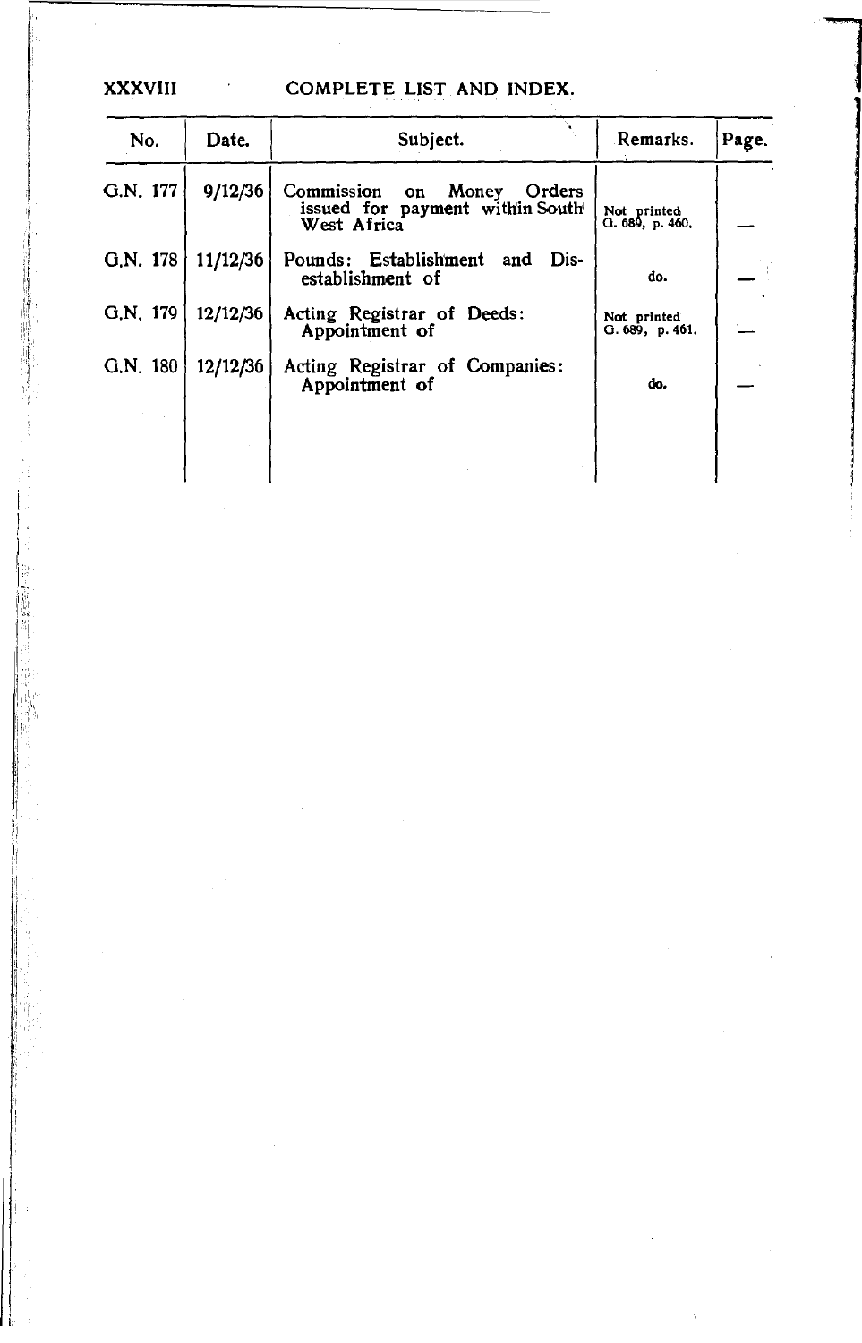| No. | Date. | Subject. | Remarks. | Page. |
|---|---|---|---|---|
| G.N. 177 | 9/12/36 | Commission on Money Orders issued for payment within South West Africa | Not printed G. 689, p. 460. | — |
| G.N. 178 | 11/12/36 | Pounds: Establishment and Dis-establishment of | do. | — |
| G.N. 179 | 12/12/36 | Acting Registrar of Deeds: Appointment of | Not printed G. 689, p. 461. | — |
| G.N. 180 | 12/12/36 | Acting Registrar of Companies: Appointment of | do. | — |